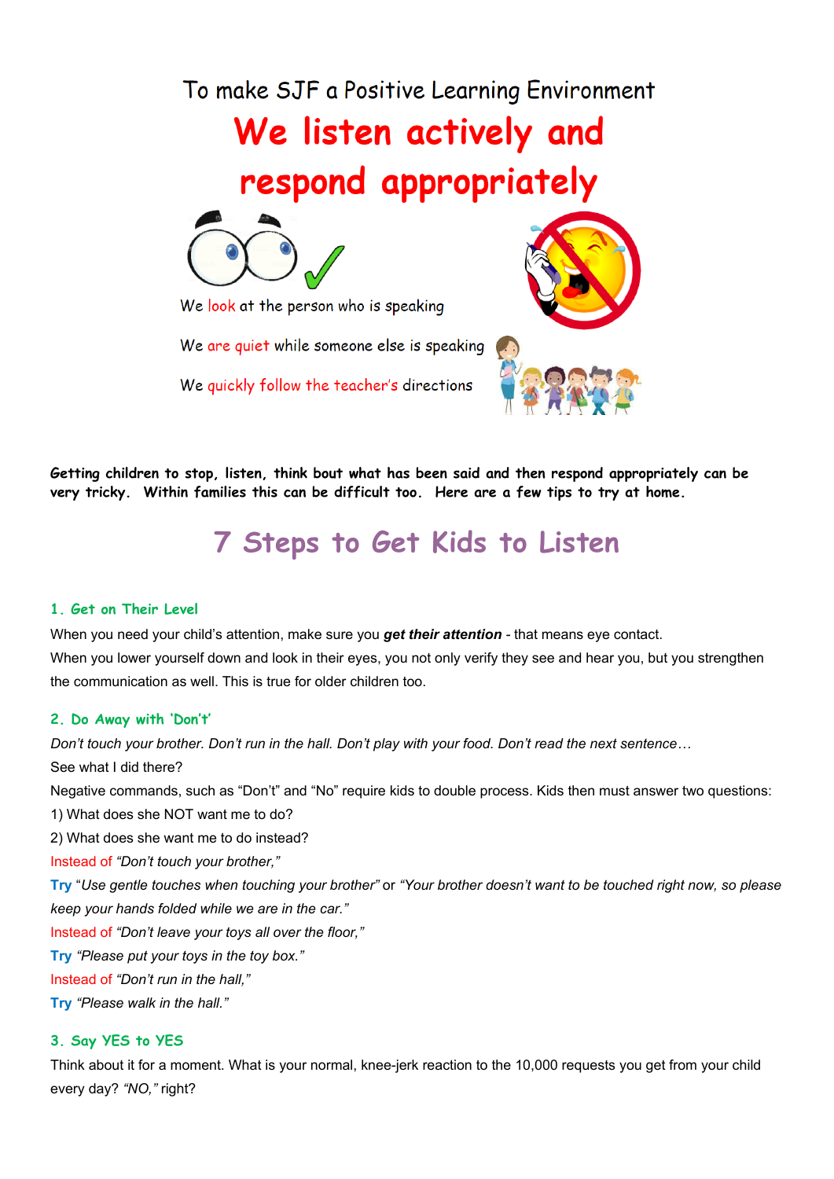To make SJF a Positive Learning Environment

# We listen actively and respond appropriately

We look at the person who is speaking

We are quiet while someone else is speaking

We quickly follow the teacher's directions

**Getting children to stop, listen, think bout what has been said and then respond appropriately can be very tricky. Within families this can be difficult too. Here are a few tips to try at home.**

## 7 Steps to Get Kids to Listen

### 1. Get on Their Level

When you need your child's attention, make sure you ***get their attention*** - that means eye contact.
When you lower yourself down and look in their eyes, you not only verify they see and hear you, but you strengthen the communication as well. This is true for older children too.

### 2. Do Away with 'Don't'

*Don't touch your brother. Don't run in the hall. Don't play with your food. Don't read the next sentence…*
See what I did there?
Negative commands, such as "Don't" and "No" require kids to double process. Kids then must answer two questions:
1) What does she NOT want me to do?
2) What does she want me to do instead?
Instead of *"Don't touch your brother,"*
**Try** "*Use gentle touches when touching your brother"* or *"Your brother doesn't want to be touched right now, so please keep your hands folded while we are in the car."*
Instead of *"Don't leave your toys all over the floor,"*
**Try** *"Please put your toys in the toy box."*
Instead of *"Don't run in the hall,"*
**Try** *"Please walk in the hall."*

### 3. Say YES to YES

Think about it for a moment. What is your normal, knee-jerk reaction to the 10,000 requests you get from your child every day? *"NO,"* right?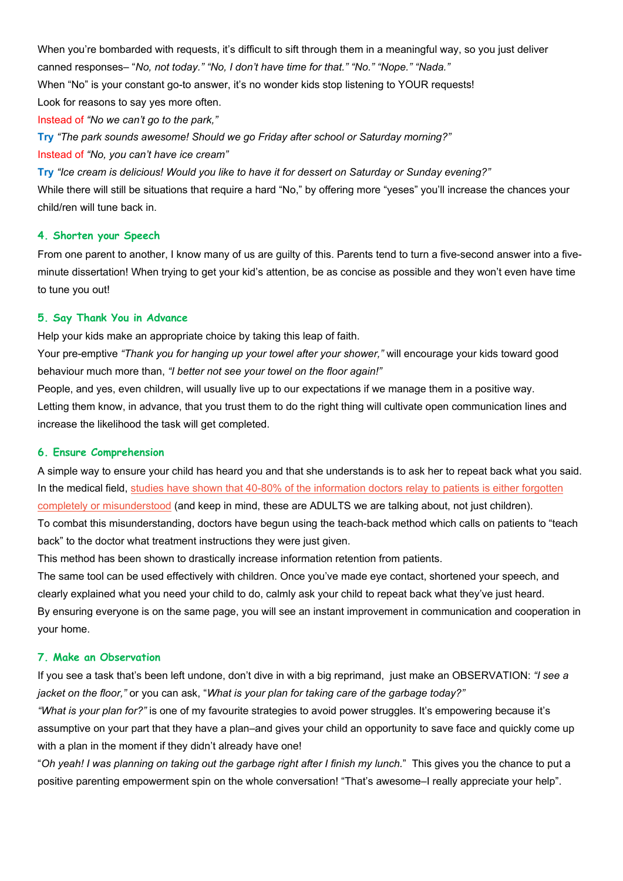When you're bombarded with requests, it's difficult to sift through them in a meaningful way, so you just deliver canned responses– "*No, not today.*" "*No, I don't have time for that.*" "*No.*" "*Nope.*" "*Nada.*"

When "No" is your constant go-to answer, it's no wonder kids stop listening to YOUR requests!

Look for reasons to say yes more often.

Instead of *"No we can't go to the park,"*

**Try** *"The park sounds awesome! Should we go Friday after school or Saturday morning?"*

Instead of *"No, you can't have ice cream"*

**Try** *"Ice cream is delicious! Would you like to have it for dessert on Saturday or Sunday evening?"*

While there will still be situations that require a hard "No," by offering more "yeses" you'll increase the chances your child/ren will tune back in.

### 4. Shorten your Speech

From one parent to another, I know many of us are guilty of this. Parents tend to turn a five-second answer into a five-minute dissertation! When trying to get your kid's attention, be as concise as possible and they won't even have time to tune you out!

### 5. Say Thank You in Advance

Help your kids make an appropriate choice by taking this leap of faith.

Your pre-emptive *"Thank you for hanging up your towel after your shower,"* will encourage your kids toward good behaviour much more than, *"I better not see your towel on the floor again!"*

People, and yes, even children, will usually live up to our expectations if we manage them in a positive way.

Letting them know, in advance, that you trust them to do the right thing will cultivate open communication lines and increase the likelihood the task will get completed.

### 6. Ensure Comprehension

A simple way to ensure your child has heard you and that she understands is to ask her to repeat back what you said. In the medical field, studies have shown that 40-80% of the information doctors relay to patients is either forgotten completely or misunderstood (and keep in mind, these are ADULTS we are talking about, not just children).

To combat this misunderstanding, doctors have begun using the teach-back method which calls on patients to "teach back" to the doctor what treatment instructions they were just given.

This method has been shown to drastically increase information retention from patients.

The same tool can be used effectively with children. Once you've made eye contact, shortened your speech, and clearly explained what you need your child to do, calmly ask your child to repeat back what they've just heard.

By ensuring everyone is on the same page, you will see an instant improvement in communication and cooperation in your home.

### 7. Make an Observation

If you see a task that's been left undone, don't dive in with a big reprimand, just make an OBSERVATION: *"I see a jacket on the floor,"* or you can ask, "*What is your plan for taking care of the garbage today?*"

*"What is your plan for?"* is one of my favourite strategies to avoid power struggles. It's empowering because it's assumptive on your part that they have a plan–and gives your child an opportunity to save face and quickly come up with a plan in the moment if they didn't already have one!

"*Oh yeah! I was planning on taking out the garbage right after I finish my lunch.*" This gives you the chance to put a positive parenting empowerment spin on the whole conversation! "That's awesome–I really appreciate your help".